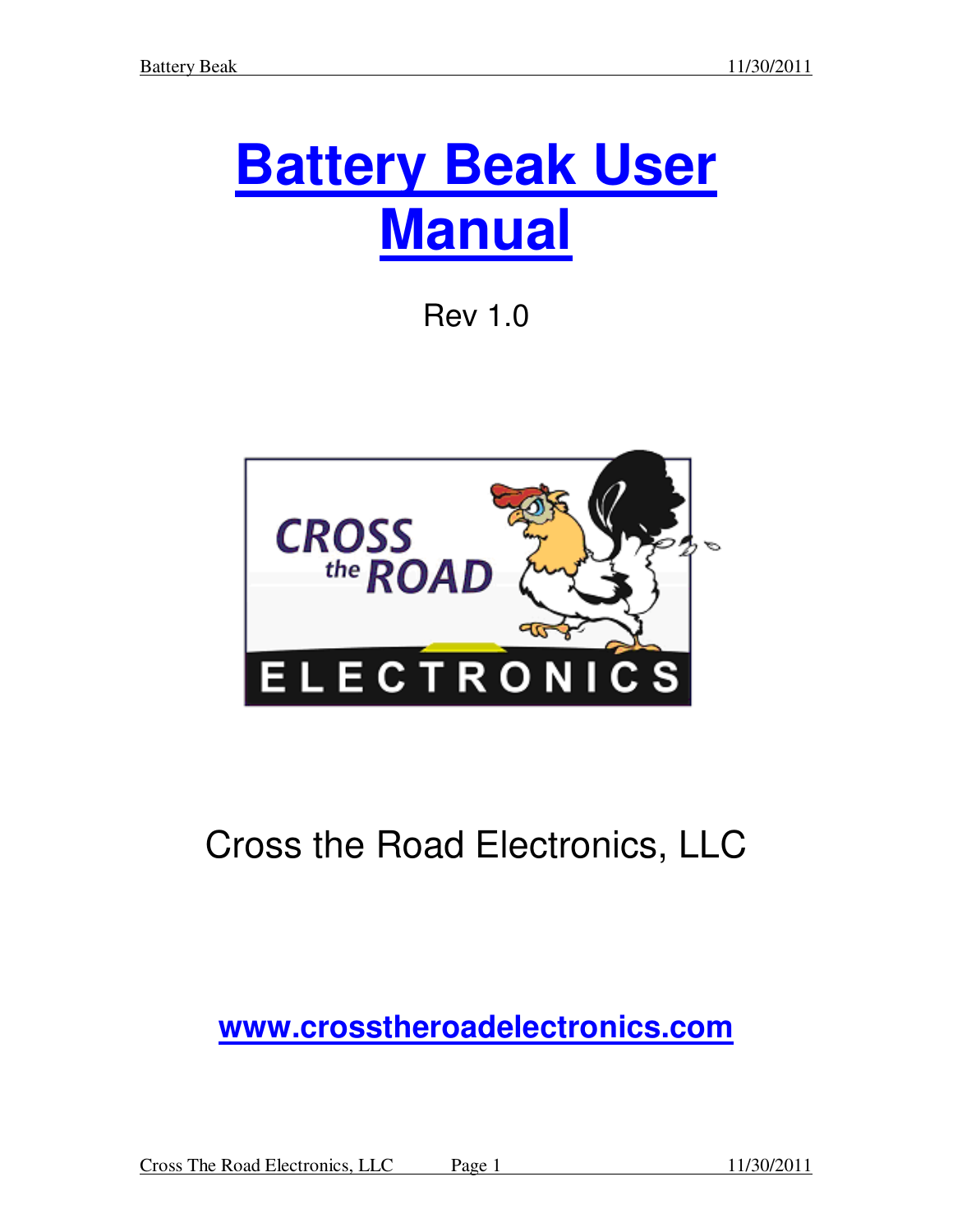# Battery Beak User Manual

Rev 1.0

Cross the Road Electronics, LLC

www.crosstheroadelectronics.com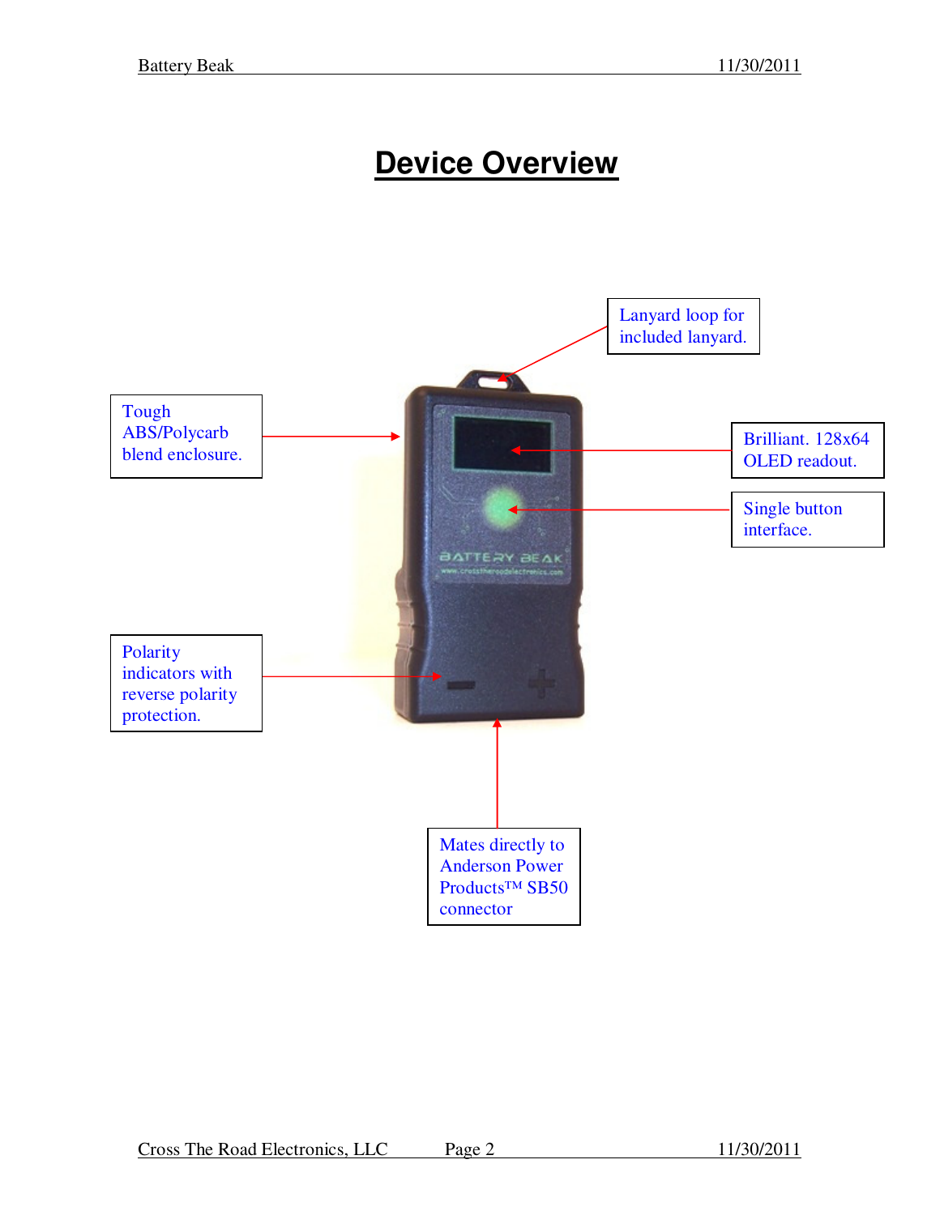# Device Overview

Lanyard loop for included lanyard.

Tough ABS/Polycarb blend enclosure.

Brilliant. 128x64 OLED readout.

Single button interface.

Polarity indicators with reverse polarity protection.

Mates directly to Anderson Power Products™ SB50 connector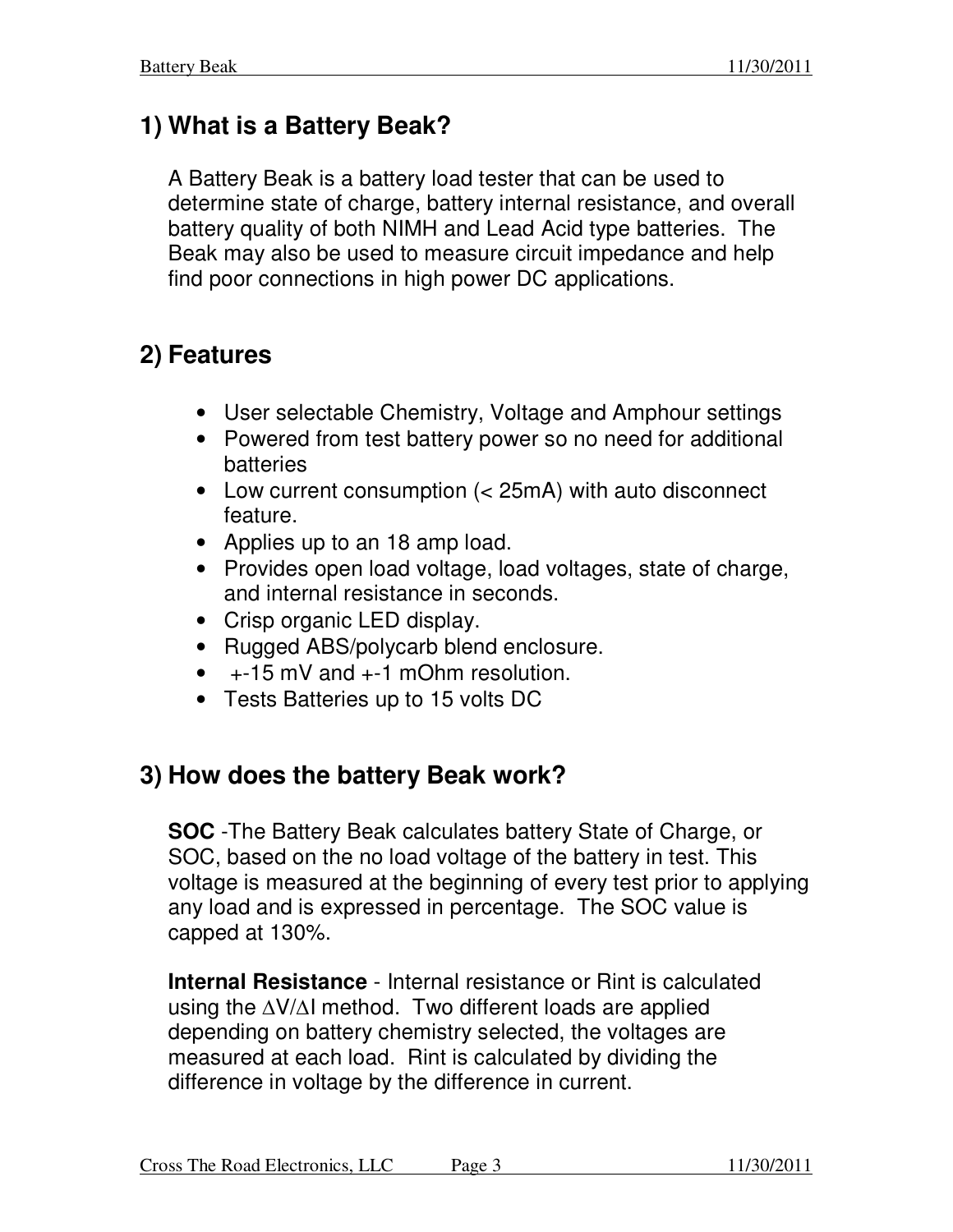## 1) What is a Battery Beak?

A Battery Beak is a battery load tester that can be used to determine state of charge, battery internal resistance, and overall battery quality of both NIMH and Lead Acid type batteries. The Beak may also be used to measure circuit impedance and help find poor connections in high power DC applications.

## 2) Features

- User selectable Chemistry, Voltage and Amphour settings
- Powered from test battery power so no need for additional batteries
- Low current consumption (< 25mA) with auto disconnect feature.
- Applies up to an 18 amp load.
- Provides open load voltage, load voltages, state of charge, and internal resistance in seconds.
- Crisp organic LED display.
- Rugged ABS/polycarb blend enclosure.
- +-15 mV and +-1 mOhm resolution.
- Tests Batteries up to 15 volts DC

## 3) How does the battery Beak work?

**SOC** -The Battery Beak calculates battery State of Charge, or SOC, based on the no load voltage of the battery in test. This voltage is measured at the beginning of every test prior to applying any load and is expressed in percentage. The SOC value is capped at 130%.

**Internal Resistance** - Internal resistance or Rint is calculated using the $\Delta V/\Delta I$ method. Two different loads are applied depending on battery chemistry selected, the voltages are measured at each load. Rint is calculated by dividing the difference in voltage by the difference in current.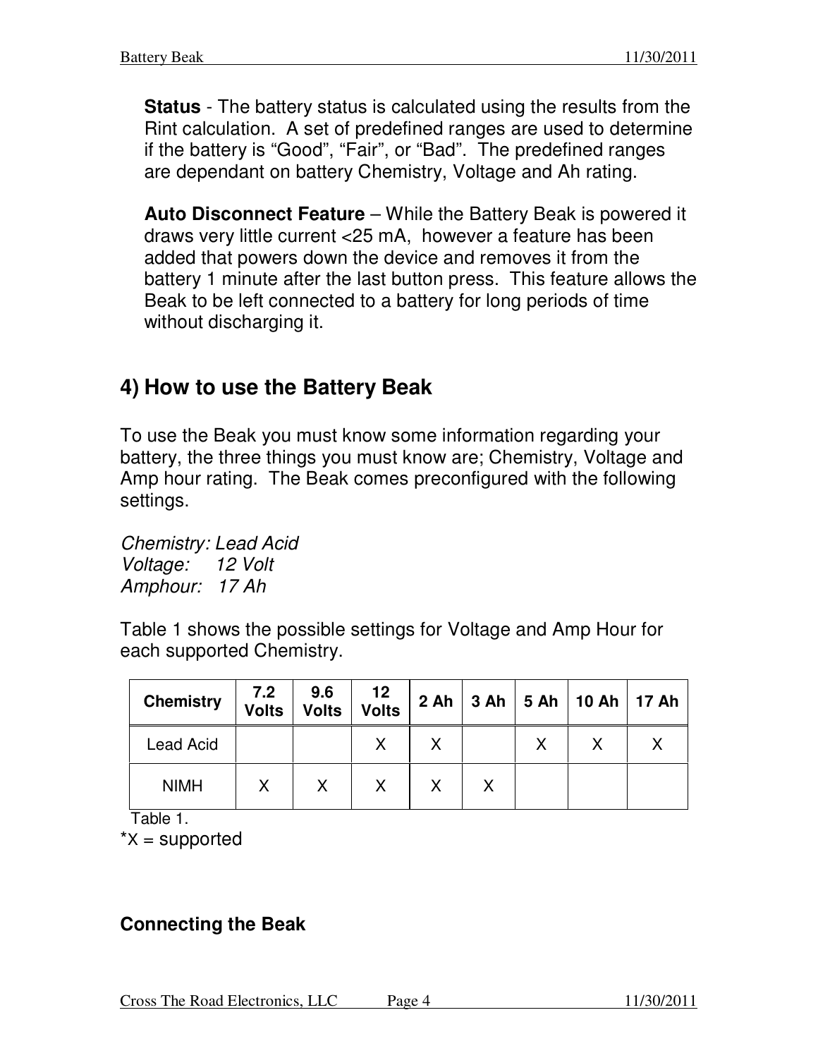**Status** - The battery status is calculated using the results from the Rint calculation. A set of predefined ranges are used to determine if the battery is "Good", "Fair", or "Bad". The predefined ranges are dependant on battery Chemistry, Voltage and Ah rating.

**Auto Disconnect Feature** – While the Battery Beak is powered it draws very little current <25 mA, however a feature has been added that powers down the device and removes it from the battery 1 minute after the last button press. This feature allows the Beak to be left connected to a battery for long periods of time without discharging it.

## 4) How to use the Battery Beak

To use the Beak you must know some information regarding your battery, the three things you must know are; Chemistry, Voltage and Amp hour rating. The Beak comes preconfigured with the following settings.

*Chemistry: Lead Acid*
*Voltage: 12 Volt*
*Amphour: 17 Ah*

Table 1 shows the possible settings for Voltage and Amp Hour for each supported Chemistry.

| Chemistry | 7.2 Volts | 9.6 Volts | 12 Volts | 2 Ah | 3 Ah | 5 Ah | 10 Ah | 17 Ah |
|---|---|---|---|---|---|---|---|---|
| Lead Acid | | | X | X | | X | X | X |
| NIMH | X | X | X | X | X | | | |

Table 1.

*X = supported

### Connecting the Beak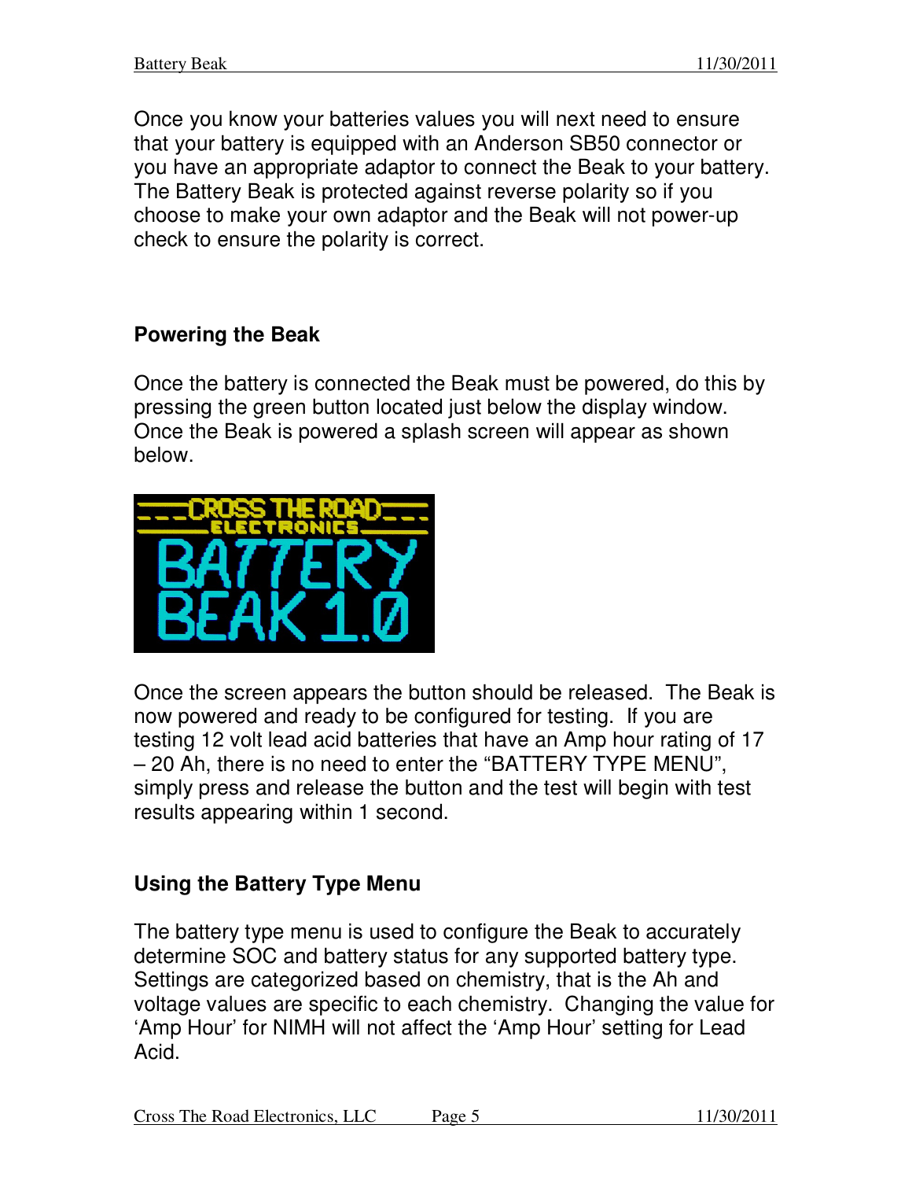Once you know your batteries values you will next need to ensure that your battery is equipped with an Anderson SB50 connector or you have an appropriate adaptor to connect the Beak to your battery. The Battery Beak is protected against reverse polarity so if you choose to make your own adaptor and the Beak will not power-up check to ensure the polarity is correct.

## Powering the Beak

Once the battery is connected the Beak must be powered, do this by pressing the green button located just below the display window. Once the Beak is powered a splash screen will appear as shown below.

Once the screen appears the button should be released. The Beak is now powered and ready to be configured for testing. If you are testing 12 volt lead acid batteries that have an Amp hour rating of 17 – 20 Ah, there is no need to enter the "BATTERY TYPE MENU", simply press and release the button and the test will begin with test results appearing within 1 second.

## Using the Battery Type Menu

The battery type menu is used to configure the Beak to accurately determine SOC and battery status for any supported battery type. Settings are categorized based on chemistry, that is the Ah and voltage values are specific to each chemistry. Changing the value for 'Amp Hour' for NIMH will not affect the 'Amp Hour' setting for Lead Acid.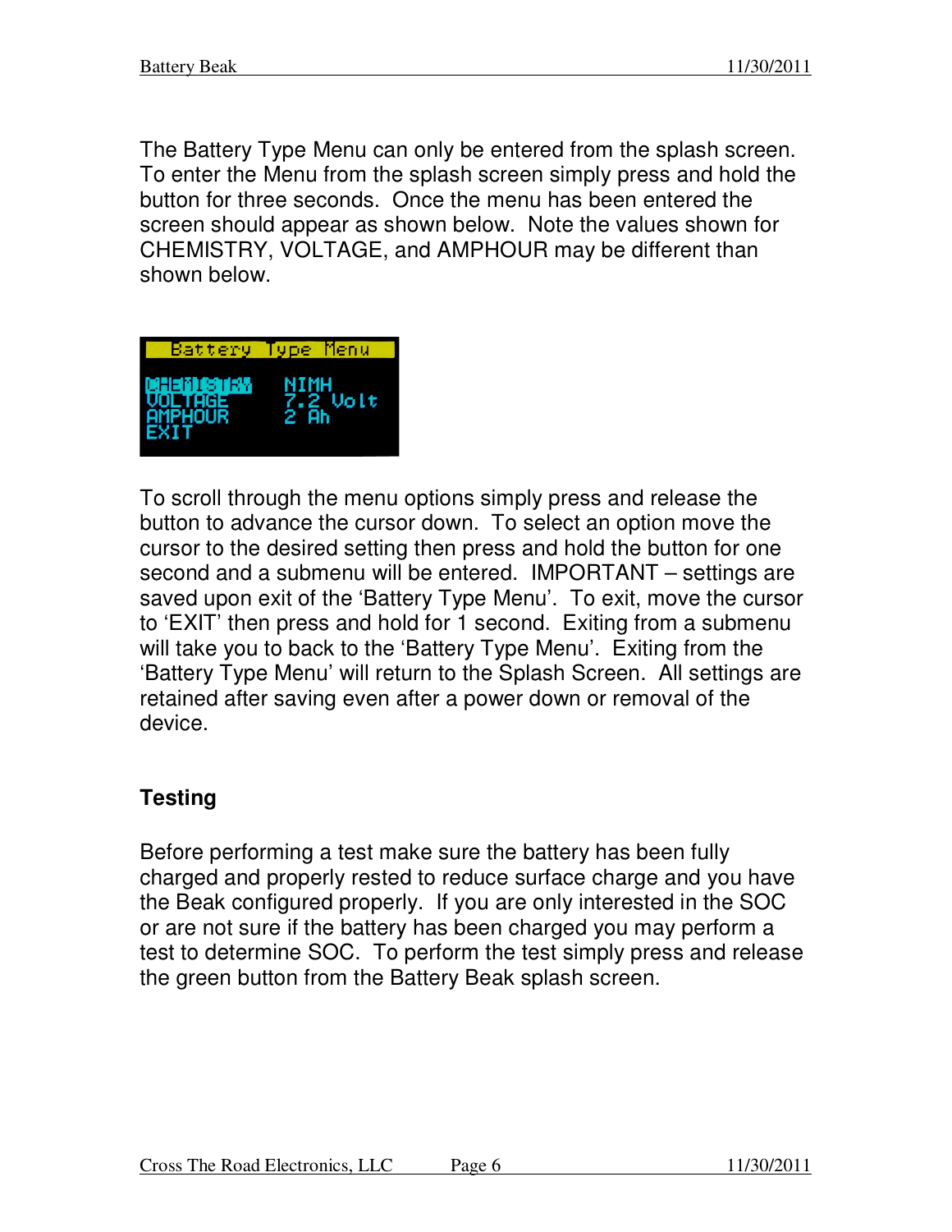The Battery Type Menu can only be entered from the splash screen. To enter the Menu from the splash screen simply press and hold the button for three seconds. Once the menu has been entered the screen should appear as shown below. Note the values shown for CHEMISTRY, VOLTAGE, and AMPHOUR may be different than shown below.

To scroll through the menu options simply press and release the button to advance the cursor down. To select an option move the cursor to the desired setting then press and hold the button for one second and a submenu will be entered. IMPORTANT – settings are saved upon exit of the 'Battery Type Menu'. To exit, move the cursor to 'EXIT' then press and hold for 1 second. Exiting from a submenu will take you to back to the 'Battery Type Menu'. Exiting from the 'Battery Type Menu' will return to the Splash Screen. All settings are retained after saving even after a power down or removal of the device.

## Testing

Before performing a test make sure the battery has been fully charged and properly rested to reduce surface charge and you have the Beak configured properly. If you are only interested in the SOC or are not sure if the battery has been charged you may perform a test to determine SOC. To perform the test simply press and release the green button from the Battery Beak splash screen.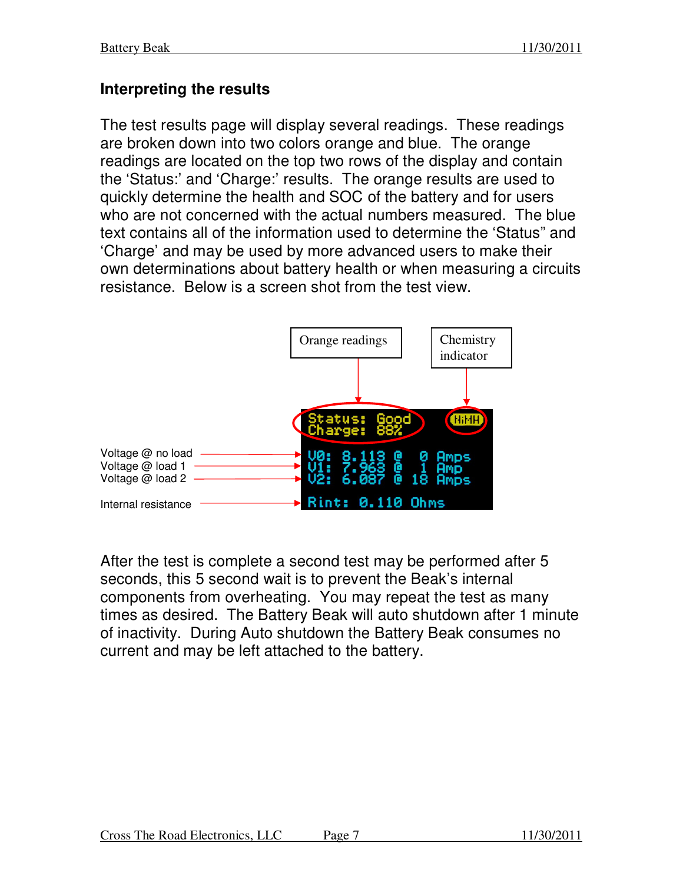## Interpreting the results

The test results page will display several readings. These readings are broken down into two colors orange and blue. The orange readings are located on the top two rows of the display and contain the 'Status:' and 'Charge:' results. The orange results are used to quickly determine the health and SOC of the battery and for users who are not concerned with the actual numbers measured. The blue text contains all of the information used to determine the 'Status" and 'Charge' and may be used by more advanced users to make their own determinations about battery health or when measuring a circuits resistance. Below is a screen shot from the test view.

Orange readings

Chemistry indicator

Voltage @ no load

Voltage @ load 1

Voltage @ load 2

Internal resistance

```
Status: Good        NiMH
Charge: 88%
V0: 8.113 @  0 Amps
V1: 7.963 @  1 Amp
V2: 6.087 @ 18 Amps
Rint: 0.110 Ohms
```

After the test is complete a second test may be performed after 5 seconds, this 5 second wait is to prevent the Beak's internal components from overheating. You may repeat the test as many times as desired. The Battery Beak will auto shutdown after 1 minute of inactivity. During Auto shutdown the Battery Beak consumes no current and may be left attached to the battery.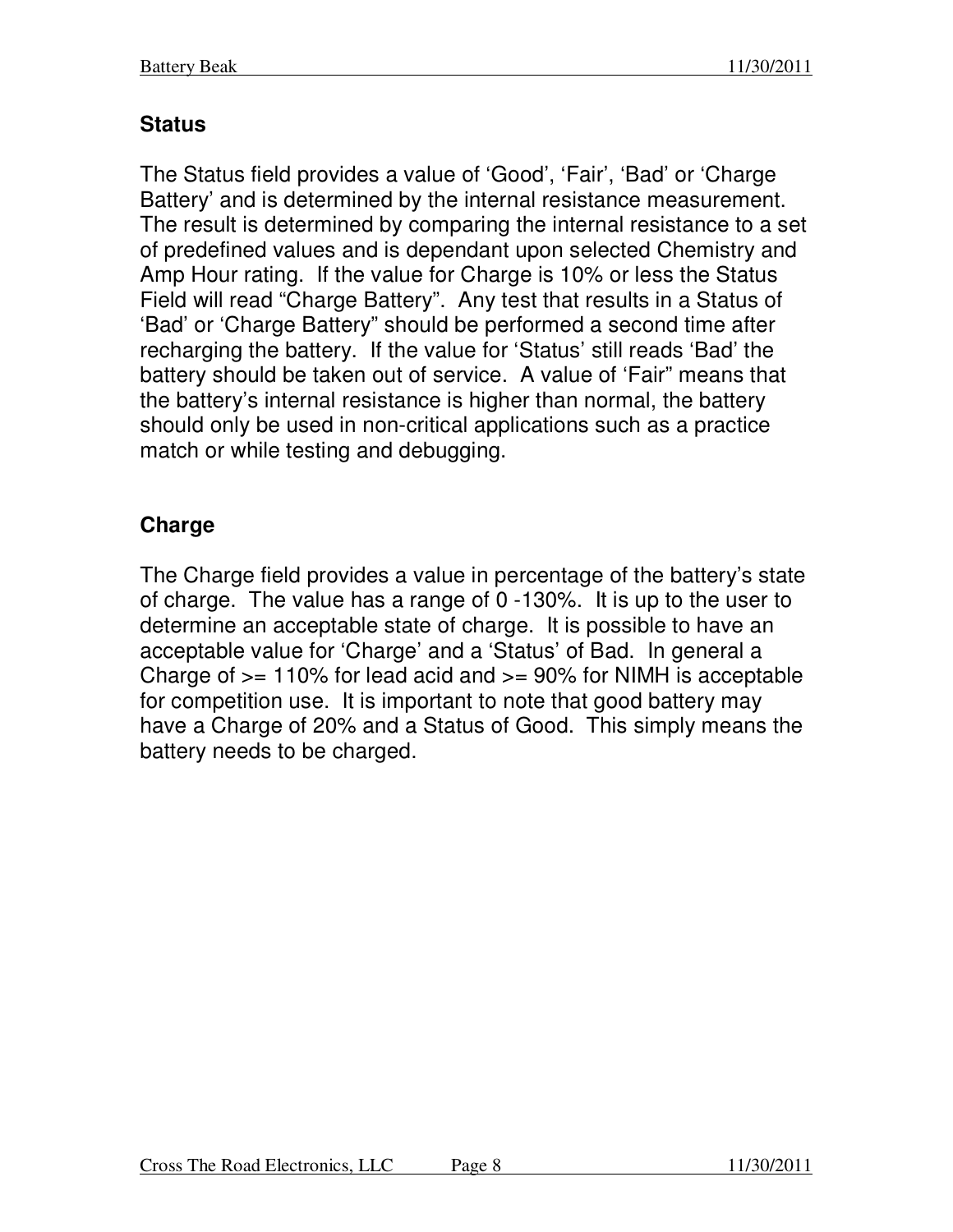## Status

The Status field provides a value of 'Good', 'Fair', 'Bad' or 'Charge Battery' and is determined by the internal resistance measurement. The result is determined by comparing the internal resistance to a set of predefined values and is dependant upon selected Chemistry and Amp Hour rating. If the value for Charge is 10% or less the Status Field will read "Charge Battery". Any test that results in a Status of 'Bad' or 'Charge Battery" should be performed a second time after recharging the battery. If the value for 'Status' still reads 'Bad' the battery should be taken out of service. A value of 'Fair" means that the battery's internal resistance is higher than normal, the battery should only be used in non-critical applications such as a practice match or while testing and debugging.

## Charge

The Charge field provides a value in percentage of the battery's state of charge. The value has a range of 0 -130%. It is up to the user to determine an acceptable state of charge. It is possible to have an acceptable value for 'Charge' and a 'Status' of Bad. In general a Charge of >= 110% for lead acid and >= 90% for NIMH is acceptable for competition use. It is important to note that good battery may have a Charge of 20% and a Status of Good. This simply means the battery needs to be charged.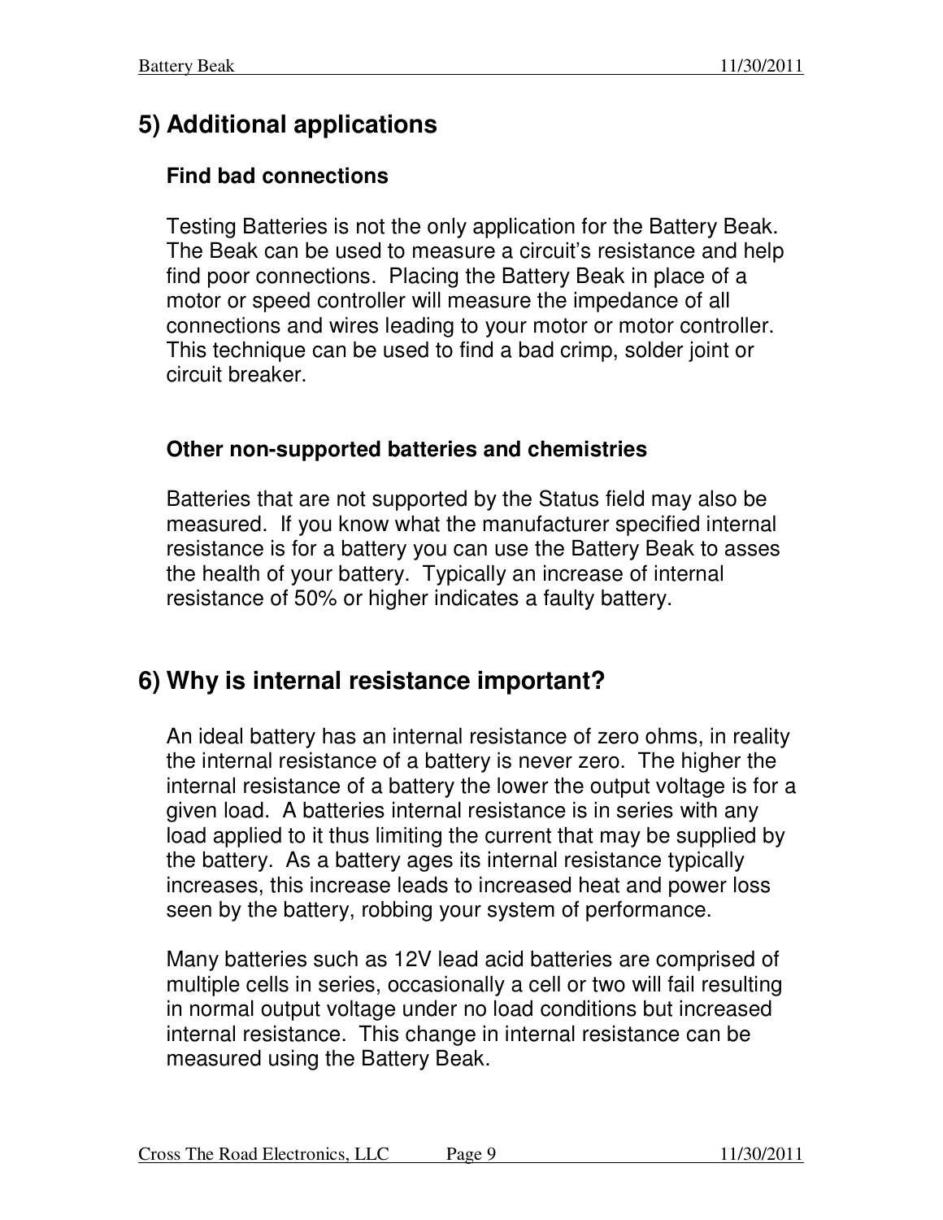## 5) Additional applications

### Find bad connections

Testing Batteries is not the only application for the Battery Beak. The Beak can be used to measure a circuit's resistance and help find poor connections. Placing the Battery Beak in place of a motor or speed controller will measure the impedance of all connections and wires leading to your motor or motor controller. This technique can be used to find a bad crimp, solder joint or circuit breaker.

### Other non-supported batteries and chemistries

Batteries that are not supported by the Status field may also be measured. If you know what the manufacturer specified internal resistance is for a battery you can use the Battery Beak to asses the health of your battery. Typically an increase of internal resistance of 50% or higher indicates a faulty battery.

## 6) Why is internal resistance important?

An ideal battery has an internal resistance of zero ohms, in reality the internal resistance of a battery is never zero. The higher the internal resistance of a battery the lower the output voltage is for a given load. A batteries internal resistance is in series with any load applied to it thus limiting the current that may be supplied by the battery. As a battery ages its internal resistance typically increases, this increase leads to increased heat and power loss seen by the battery, robbing your system of performance.

Many batteries such as 12V lead acid batteries are comprised of multiple cells in series, occasionally a cell or two will fail resulting in normal output voltage under no load conditions but increased internal resistance. This change in internal resistance can be measured using the Battery Beak.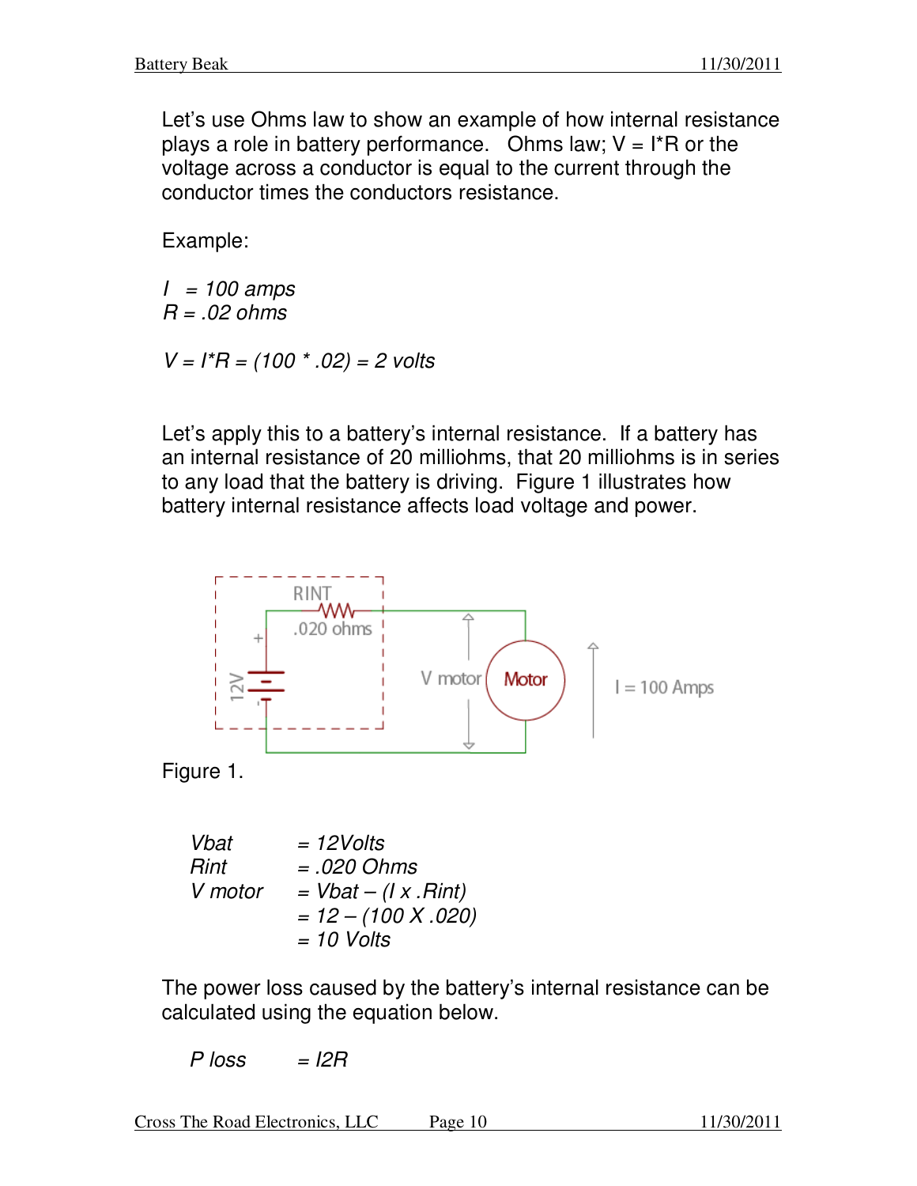Let's use Ohms law to show an example of how internal resistance plays a role in battery performance.   Ohms law; $V = I*R$ or the voltage across a conductor is equal to the current through the conductor times the conductors resistance.

Example:

*$I = 100$ amps*
*$R = .02$ ohms*

*$V = I*R = (100 * .02) = 2$ volts*

Let's apply this to a battery's internal resistance.  If a battery has an internal resistance of 20 milliohms, that 20 milliohms is in series to any load that the battery is driving.  Figure 1 illustrates how battery internal resistance affects load voltage and power.

Figure 1.

| | |
|---|---|
| *Vbat* | *= 12Volts* |
| *Rint* | *= .020 Ohms* |
| *V motor* | *= Vbat – (I x .Rint)* |
| | *= 12 – (100 X .020)* |
| | *= 10 Volts* |

The power loss caused by the battery's internal resistance can be calculated using the equation below.

*P loss* $= I2R$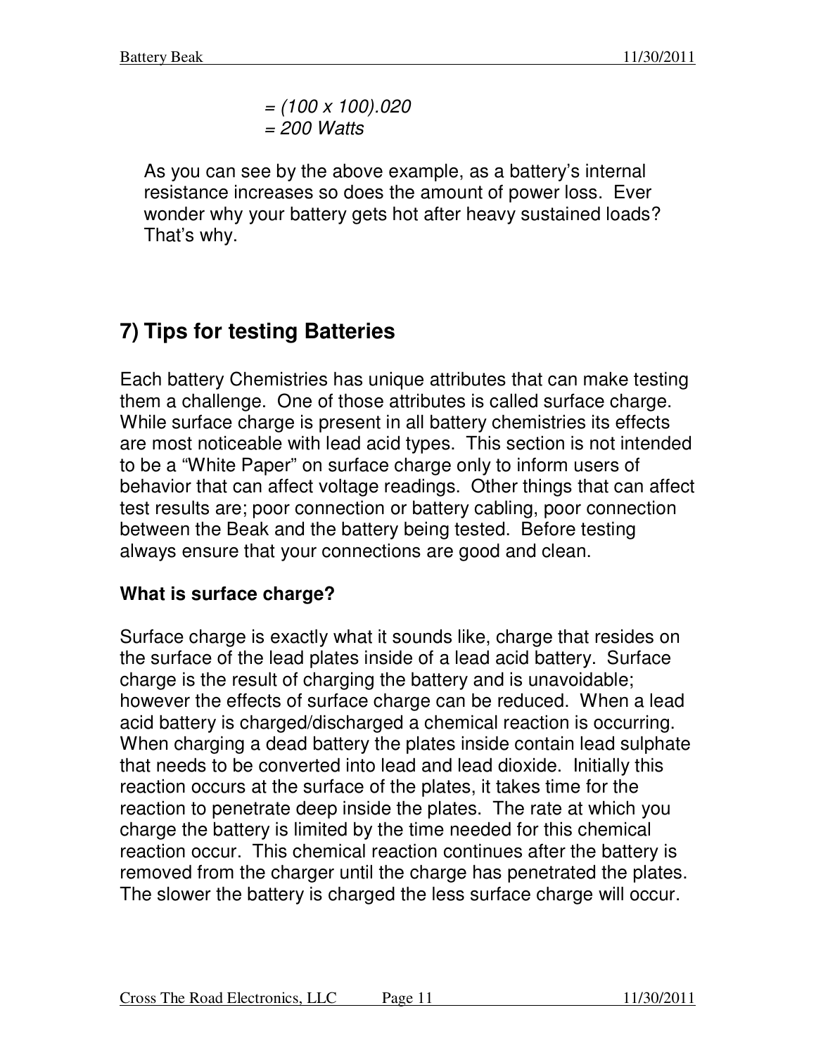*= (100 x 100).020*
*= 200 Watts*

As you can see by the above example, as a battery's internal resistance increases so does the amount of power loss. Ever wonder why your battery gets hot after heavy sustained loads? That's why.

## 7) Tips for testing Batteries

Each battery Chemistries has unique attributes that can make testing them a challenge. One of those attributes is called surface charge. While surface charge is present in all battery chemistries its effects are most noticeable with lead acid types. This section is not intended to be a "White Paper" on surface charge only to inform users of behavior that can affect voltage readings. Other things that can affect test results are; poor connection or battery cabling, poor connection between the Beak and the battery being tested. Before testing always ensure that your connections are good and clean.

### What is surface charge?

Surface charge is exactly what it sounds like, charge that resides on the surface of the lead plates inside of a lead acid battery. Surface charge is the result of charging the battery and is unavoidable; however the effects of surface charge can be reduced. When a lead acid battery is charged/discharged a chemical reaction is occurring. When charging a dead battery the plates inside contain lead sulphate that needs to be converted into lead and lead dioxide. Initially this reaction occurs at the surface of the plates, it takes time for the reaction to penetrate deep inside the plates. The rate at which you charge the battery is limited by the time needed for this chemical reaction occur. This chemical reaction continues after the battery is removed from the charger until the charge has penetrated the plates. The slower the battery is charged the less surface charge will occur.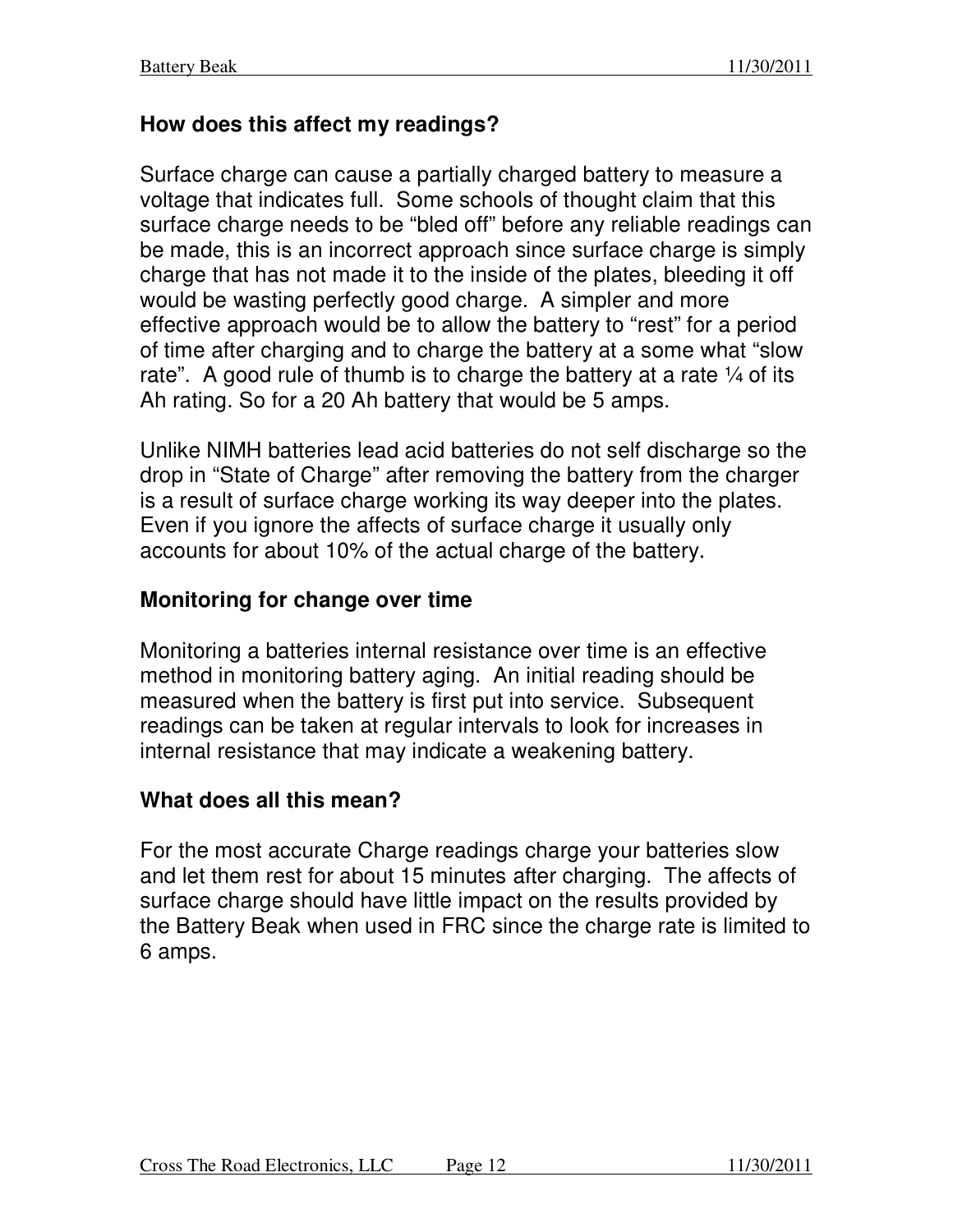## How does this affect my readings?

Surface charge can cause a partially charged battery to measure a voltage that indicates full. Some schools of thought claim that this surface charge needs to be "bled off" before any reliable readings can be made, this is an incorrect approach since surface charge is simply charge that has not made it to the inside of the plates, bleeding it off would be wasting perfectly good charge. A simpler and more effective approach would be to allow the battery to "rest" for a period of time after charging and to charge the battery at a some what "slow rate". A good rule of thumb is to charge the battery at a rate ¼ of its Ah rating. So for a 20 Ah battery that would be 5 amps.

Unlike NIMH batteries lead acid batteries do not self discharge so the drop in "State of Charge" after removing the battery from the charger is a result of surface charge working its way deeper into the plates. Even if you ignore the affects of surface charge it usually only accounts for about 10% of the actual charge of the battery.

## Monitoring for change over time

Monitoring a batteries internal resistance over time is an effective method in monitoring battery aging. An initial reading should be measured when the battery is first put into service. Subsequent readings can be taken at regular intervals to look for increases in internal resistance that may indicate a weakening battery.

## What does all this mean?

For the most accurate Charge readings charge your batteries slow and let them rest for about 15 minutes after charging. The affects of surface charge should have little impact on the results provided by the Battery Beak when used in FRC since the charge rate is limited to 6 amps.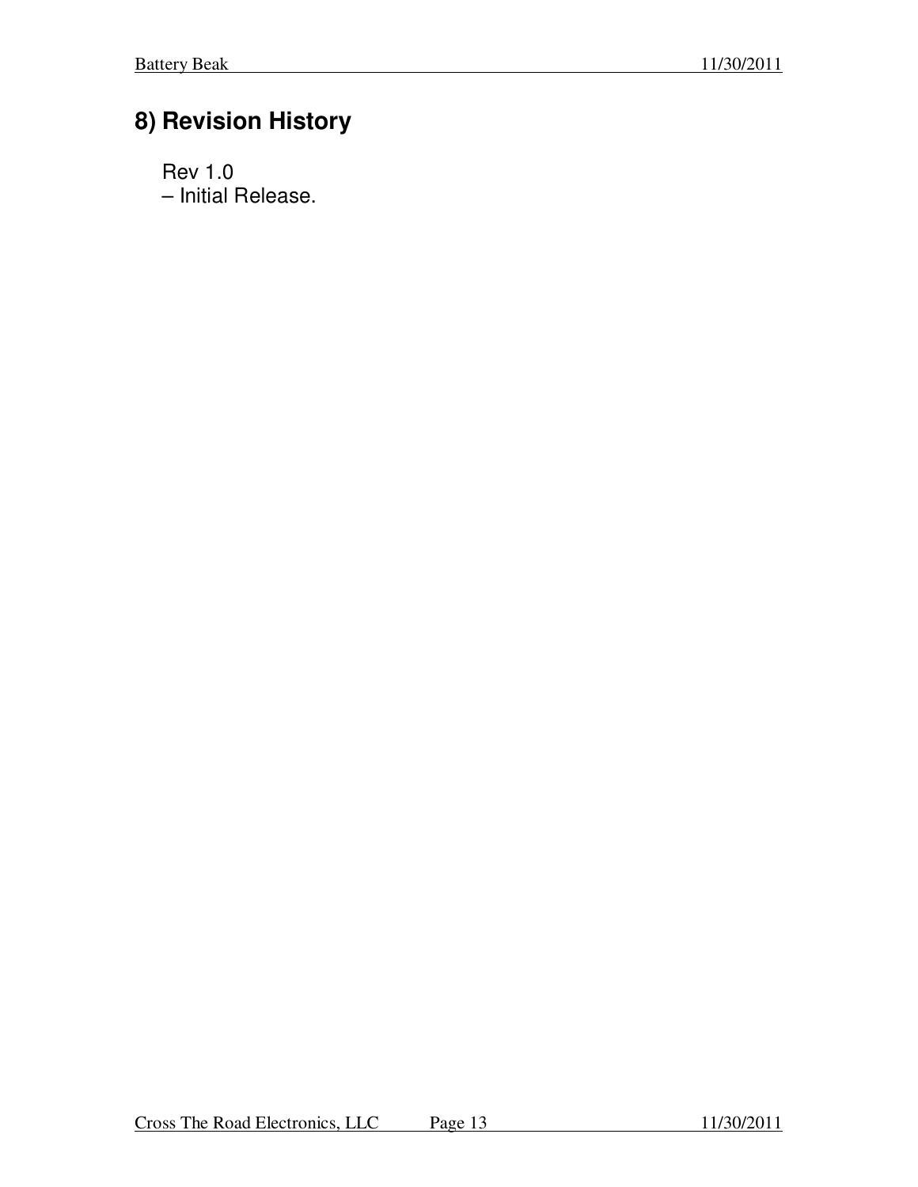# 8) Revision History

Rev 1.0
– Initial Release.